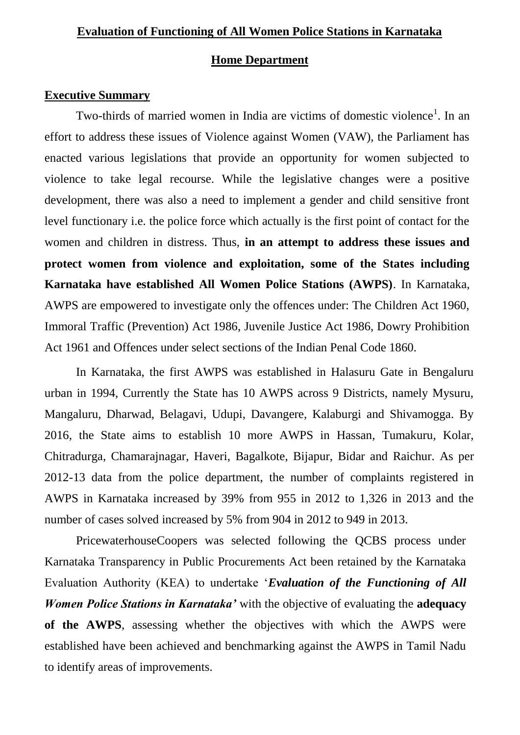# Evaluation of Functioning of All Women Police Stations in Karnataka

## Home Department

### Executive Summary

Two-thirds of married women in India are victims of domestic violence[1]. In an effort to address these issues of Violence against Women (VAW), the Parliament has enacted various legislations that provide an opportunity for women subjected to violence to take legal recourse. While the legislative changes were a positive development, there was also a need to implement a gender and child sensitive front level functionary i.e. the police force which actually is the first point of contact for the women and children in distress. Thus, **in an attempt to address these issues and protect women from violence and exploitation, some of the States including Karnataka have established All Women Police Stations (AWPS)**. In Karnataka, AWPS are empowered to investigate only the offences under: The Children Act 1960, Immoral Traffic (Prevention) Act 1986, Juvenile Justice Act 1986, Dowry Prohibition Act 1961 and Offences under select sections of the Indian Penal Code 1860.

In Karnataka, the first AWPS was established in Halasuru Gate in Bengaluru urban in 1994, Currently the State has 10 AWPS across 9 Districts, namely Mysuru, Mangaluru, Dharwad, Belagavi, Udupi, Davangere, Kalaburgi and Shivamogga. By 2016, the State aims to establish 10 more AWPS in Hassan, Tumakuru, Kolar, Chitradurga, Chamarajnagar, Haveri, Bagalkote, Bijapur, Bidar and Raichur. As per 2012-13 data from the police department, the number of complaints registered in AWPS in Karnataka increased by 39% from 955 in 2012 to 1,326 in 2013 and the number of cases solved increased by 5% from 904 in 2012 to 949 in 2013.

PricewaterhouseCoopers was selected following the QCBS process under Karnataka Transparency in Public Procurements Act been retained by the Karnataka Evaluation Authority (KEA) to undertake '***Evaluation of the Functioning of All Women Police Stations in Karnataka'*** with the objective of evaluating the **adequacy of the AWPS**, assessing whether the objectives with which the AWPS were established have been achieved and benchmarking against the AWPS in Tamil Nadu to identify areas of improvements.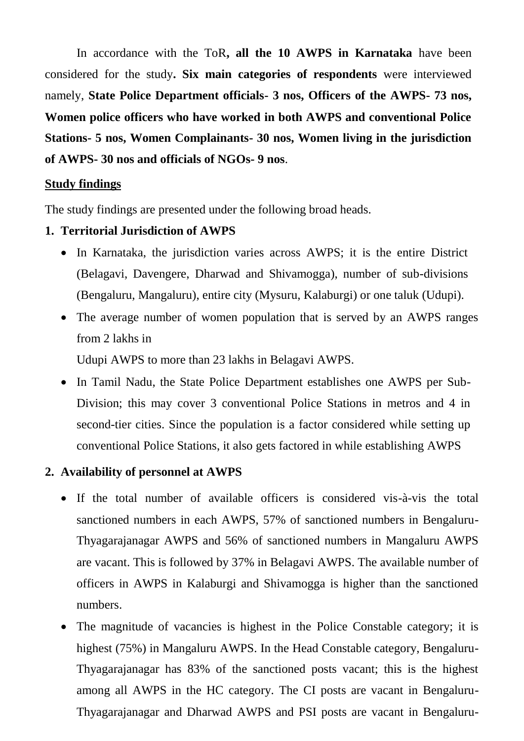In accordance with the ToR**, all the 10 AWPS in Karnataka** have been considered for the study**. Six main categories of respondents** were interviewed namely, **State Police Department officials- 3 nos, Officers of the AWPS- 73 nos, Women police officers who have worked in both AWPS and conventional Police Stations- 5 nos, Women Complainants- 30 nos, Women living in the jurisdiction of AWPS- 30 nos and officials of NGOs- 9 nos**.

**Study findings**

The study findings are presented under the following broad heads.

1. **Territorial Jurisdiction of AWPS**
   - In Karnataka, the jurisdiction varies across AWPS; it is the entire District (Belagavi, Davengere, Dharwad and Shivamogga), number of sub-divisions (Bengaluru, Mangaluru), entire city (Mysuru, Kalaburgi) or one taluk (Udupi).
   - The average number of women population that is served by an AWPS ranges from 2 lakhs in Udupi AWPS to more than 23 lakhs in Belagavi AWPS.
   - In Tamil Nadu, the State Police Department establishes one AWPS per Sub-Division; this may cover 3 conventional Police Stations in metros and 4 in second-tier cities. Since the population is a factor considered while setting up conventional Police Stations, it also gets factored in while establishing AWPS

2. **Availability of personnel at AWPS**
   - If the total number of available officers is considered vis-à-vis the total sanctioned numbers in each AWPS, 57% of sanctioned numbers in Bengaluru-Thyagarajanagar AWPS and 56% of sanctioned numbers in Mangaluru AWPS are vacant. This is followed by 37% in Belagavi AWPS. The available number of officers in AWPS in Kalaburgi and Shivamogga is higher than the sanctioned numbers.
   - The magnitude of vacancies is highest in the Police Constable category; it is highest (75%) in Mangaluru AWPS. In the Head Constable category, Bengaluru-Thyagarajanagar has 83% of the sanctioned posts vacant; this is the highest among all AWPS in the HC category. The CI posts are vacant in Bengaluru-Thyagarajanagar and Dharwad AWPS and PSI posts are vacant in Bengaluru-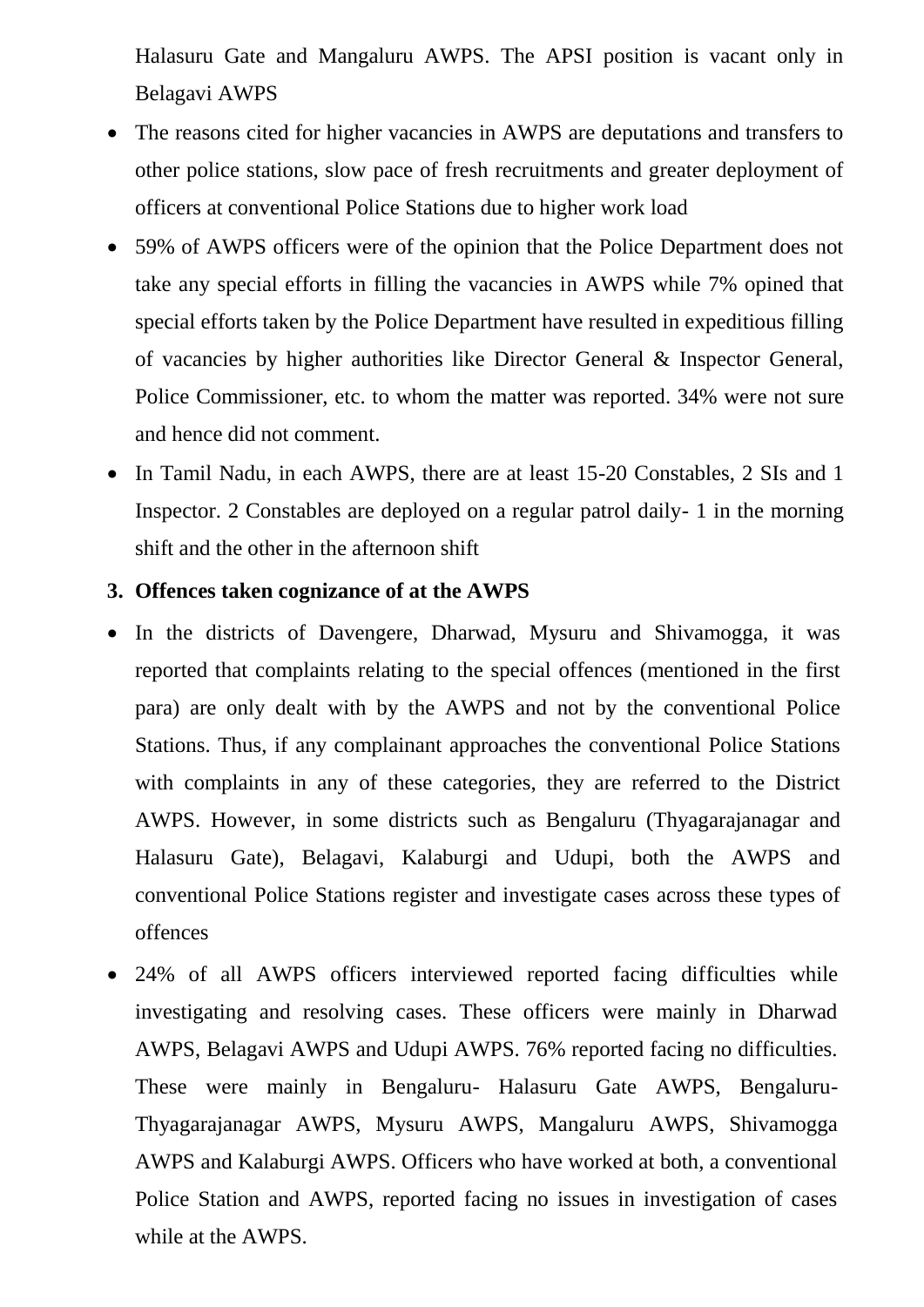Halasuru Gate and Mangaluru AWPS. The APSI position is vacant only in Belagavi AWPS

- The reasons cited for higher vacancies in AWPS are deputations and transfers to other police stations, slow pace of fresh recruitments and greater deployment of officers at conventional Police Stations due to higher work load
- 59% of AWPS officers were of the opinion that the Police Department does not take any special efforts in filling the vacancies in AWPS while 7% opined that special efforts taken by the Police Department have resulted in expeditious filling of vacancies by higher authorities like Director General & Inspector General, Police Commissioner, etc. to whom the matter was reported. 34% were not sure and hence did not comment.
- In Tamil Nadu, in each AWPS, there are at least 15-20 Constables, 2 SIs and 1 Inspector. 2 Constables are deployed on a regular patrol daily- 1 in the morning shift and the other in the afternoon shift

**3. Offences taken cognizance of at the AWPS**

- In the districts of Davengere, Dharwad, Mysuru and Shivamogga, it was reported that complaints relating to the special offences (mentioned in the first para) are only dealt with by the AWPS and not by the conventional Police Stations. Thus, if any complainant approaches the conventional Police Stations with complaints in any of these categories, they are referred to the District AWPS. However, in some districts such as Bengaluru (Thyagarajanagar and Halasuru Gate), Belagavi, Kalaburgi and Udupi, both the AWPS and conventional Police Stations register and investigate cases across these types of offences
- 24% of all AWPS officers interviewed reported facing difficulties while investigating and resolving cases. These officers were mainly in Dharwad AWPS, Belagavi AWPS and Udupi AWPS. 76% reported facing no difficulties. These were mainly in Bengaluru- Halasuru Gate AWPS, Bengaluru- Thyagarajanagar AWPS, Mysuru AWPS, Mangaluru AWPS, Shivamogga AWPS and Kalaburgi AWPS. Officers who have worked at both, a conventional Police Station and AWPS, reported facing no issues in investigation of cases while at the AWPS.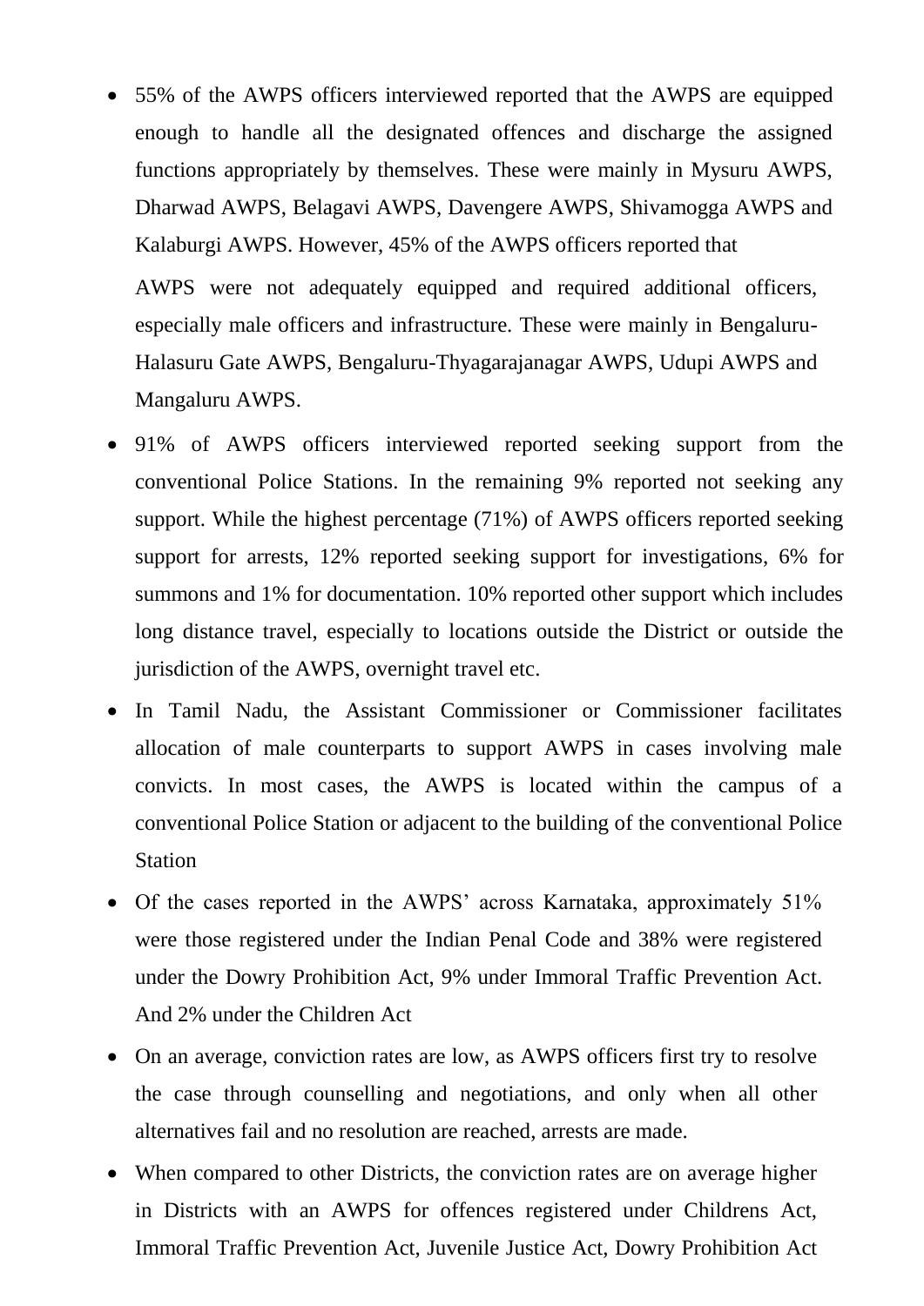- 55% of the AWPS officers interviewed reported that the AWPS are equipped enough to handle all the designated offences and discharge the assigned functions appropriately by themselves. These were mainly in Mysuru AWPS, Dharwad AWPS, Belagavi AWPS, Davengere AWPS, Shivamogga AWPS and Kalaburgi AWPS. However, 45% of the AWPS officers reported that

  AWPS were not adequately equipped and required additional officers, especially male officers and infrastructure. These were mainly in Bengaluru-Halasuru Gate AWPS, Bengaluru-Thyagarajanagar AWPS, Udupi AWPS and Mangaluru AWPS.

- 91% of AWPS officers interviewed reported seeking support from the conventional Police Stations. In the remaining 9% reported not seeking any support. While the highest percentage (71%) of AWPS officers reported seeking support for arrests, 12% reported seeking support for investigations, 6% for summons and 1% for documentation. 10% reported other support which includes long distance travel, especially to locations outside the District or outside the jurisdiction of the AWPS, overnight travel etc.
- In Tamil Nadu, the Assistant Commissioner or Commissioner facilitates allocation of male counterparts to support AWPS in cases involving male convicts. In most cases, the AWPS is located within the campus of a conventional Police Station or adjacent to the building of the conventional Police Station
- Of the cases reported in the AWPS' across Karnataka, approximately 51% were those registered under the Indian Penal Code and 38% were registered under the Dowry Prohibition Act, 9% under Immoral Traffic Prevention Act. And 2% under the Children Act
- On an average, conviction rates are low, as AWPS officers first try to resolve the case through counselling and negotiations, and only when all other alternatives fail and no resolution are reached, arrests are made.
- When compared to other Districts, the conviction rates are on average higher in Districts with an AWPS for offences registered under Childrens Act, Immoral Traffic Prevention Act, Juvenile Justice Act, Dowry Prohibition Act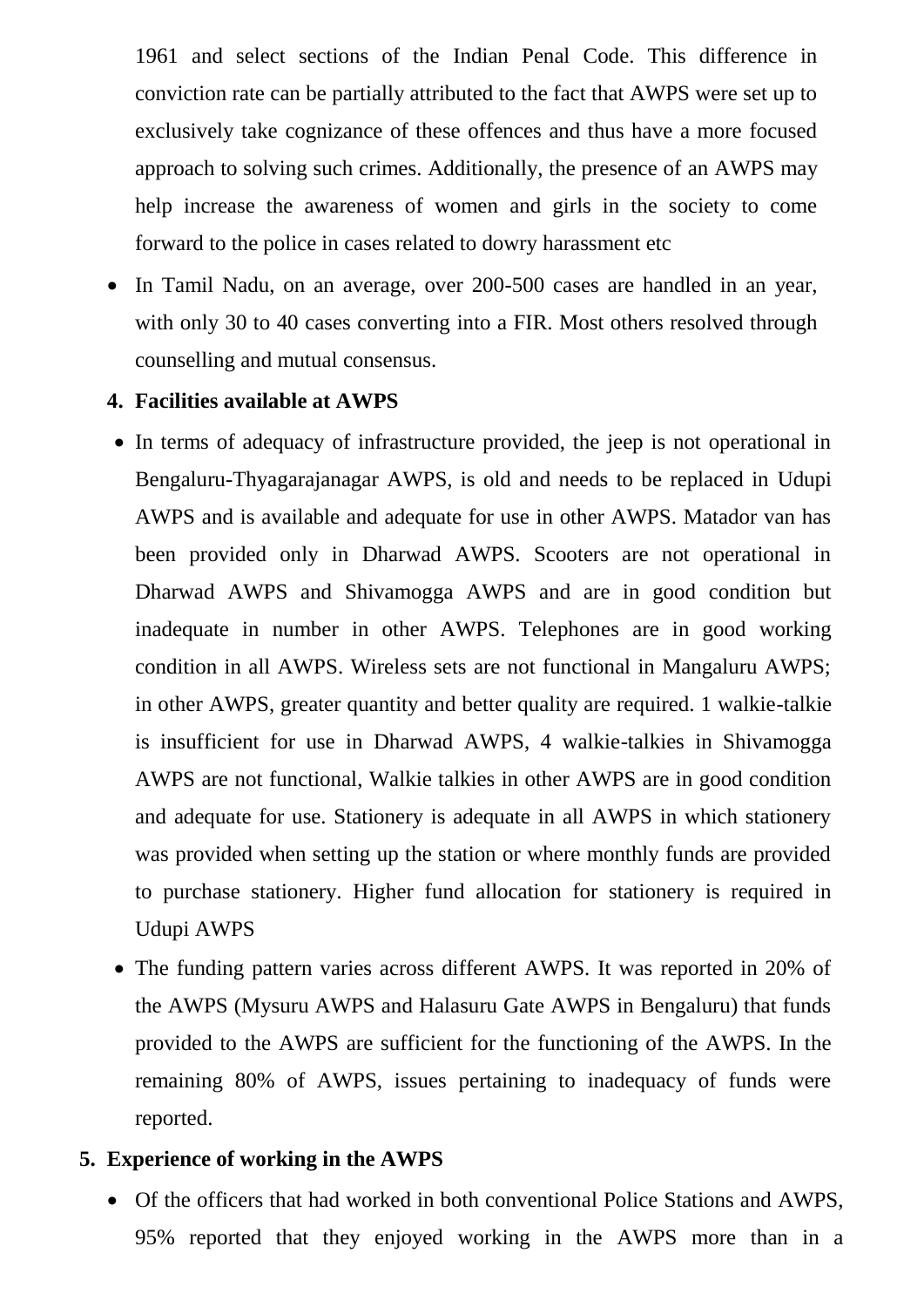1961 and select sections of the Indian Penal Code. This difference in conviction rate can be partially attributed to the fact that AWPS were set up to exclusively take cognizance of these offences and thus have a more focused approach to solving such crimes. Additionally, the presence of an AWPS may help increase the awareness of women and girls in the society to come forward to the police in cases related to dowry harassment etc

- In Tamil Nadu, on an average, over 200-500 cases are handled in an year, with only 30 to 40 cases converting into a FIR. Most others resolved through counselling and mutual consensus.

4. **Facilities available at AWPS**

- In terms of adequacy of infrastructure provided, the jeep is not operational in Bengaluru-Thyagarajanagar AWPS, is old and needs to be replaced in Udupi AWPS and is available and adequate for use in other AWPS. Matador van has been provided only in Dharwad AWPS. Scooters are not operational in Dharwad AWPS and Shivamogga AWPS and are in good condition but inadequate in number in other AWPS. Telephones are in good working condition in all AWPS. Wireless sets are not functional in Mangaluru AWPS; in other AWPS, greater quantity and better quality are required. 1 walkie-talkie is insufficient for use in Dharwad AWPS, 4 walkie-talkies in Shivamogga AWPS are not functional, Walkie talkies in other AWPS are in good condition and adequate for use. Stationery is adequate in all AWPS in which stationery was provided when setting up the station or where monthly funds are provided to purchase stationery. Higher fund allocation for stationery is required in Udupi AWPS
- The funding pattern varies across different AWPS. It was reported in 20% of the AWPS (Mysuru AWPS and Halasuru Gate AWPS in Bengaluru) that funds provided to the AWPS are sufficient for the functioning of the AWPS. In the remaining 80% of AWPS, issues pertaining to inadequacy of funds were reported.

5. **Experience of working in the AWPS**

- Of the officers that had worked in both conventional Police Stations and AWPS, 95% reported that they enjoyed working in the AWPS more than in a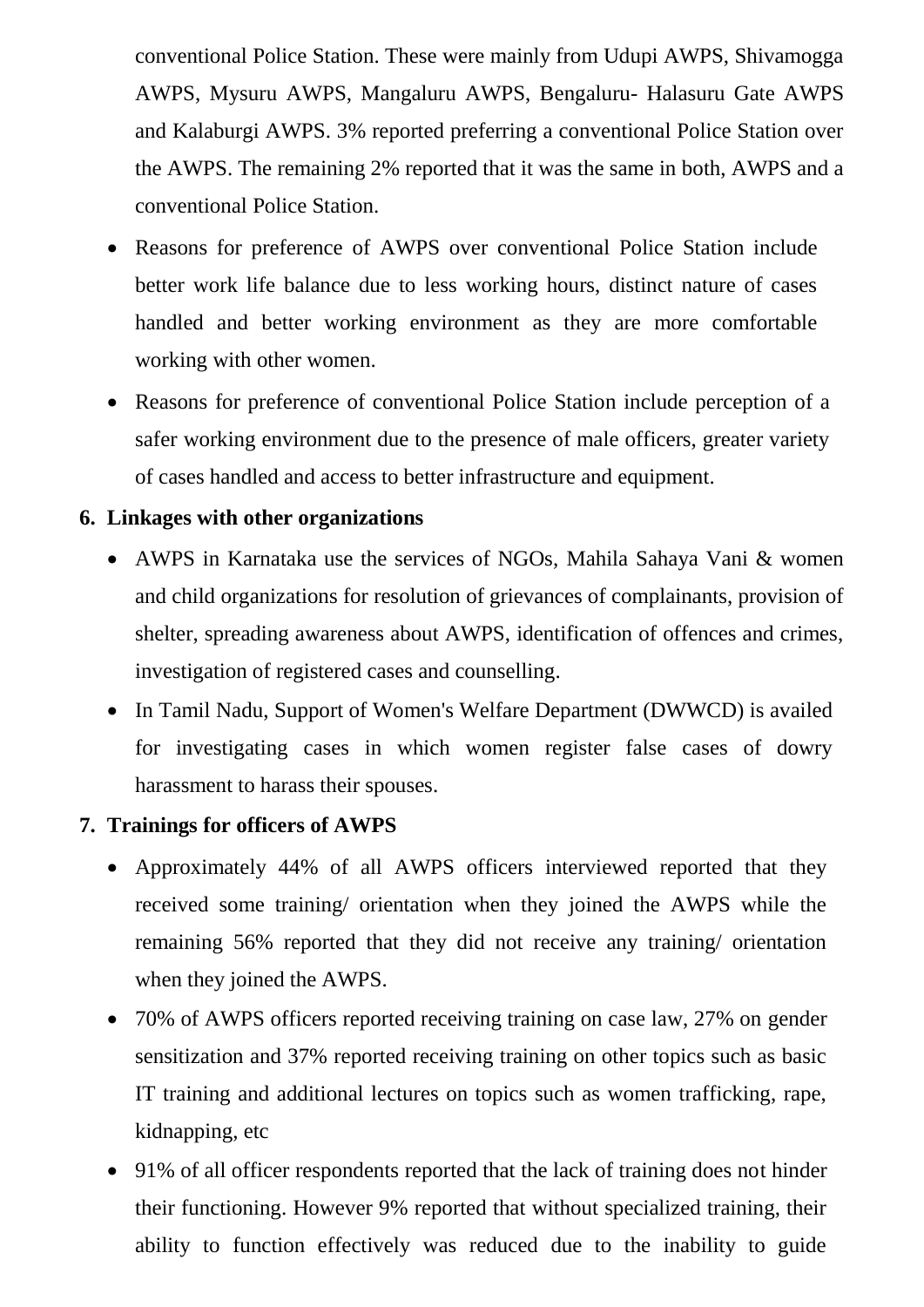conventional Police Station. These were mainly from Udupi AWPS, Shivamogga AWPS, Mysuru AWPS, Mangaluru AWPS, Bengaluru- Halasuru Gate AWPS and Kalaburgi AWPS. 3% reported preferring a conventional Police Station over the AWPS. The remaining 2% reported that it was the same in both, AWPS and a conventional Police Station.

- Reasons for preference of AWPS over conventional Police Station include better work life balance due to less working hours, distinct nature of cases handled and better working environment as they are more comfortable working with other women.
- Reasons for preference of conventional Police Station include perception of a safer working environment due to the presence of male officers, greater variety of cases handled and access to better infrastructure and equipment.

**6. Linkages with other organizations**

- AWPS in Karnataka use the services of NGOs, Mahila Sahaya Vani & women and child organizations for resolution of grievances of complainants, provision of shelter, spreading awareness about AWPS, identification of offences and crimes, investigation of registered cases and counselling.
- In Tamil Nadu, Support of Women's Welfare Department (DWWCD) is availed for investigating cases in which women register false cases of dowry harassment to harass their spouses.

**7. Trainings for officers of AWPS**

- Approximately 44% of all AWPS officers interviewed reported that they received some training/ orientation when they joined the AWPS while the remaining 56% reported that they did not receive any training/ orientation when they joined the AWPS.
- 70% of AWPS officers reported receiving training on case law, 27% on gender sensitization and 37% reported receiving training on other topics such as basic IT training and additional lectures on topics such as women trafficking, rape, kidnapping, etc
- 91% of all officer respondents reported that the lack of training does not hinder their functioning. However 9% reported that without specialized training, their ability to function effectively was reduced due to the inability to guide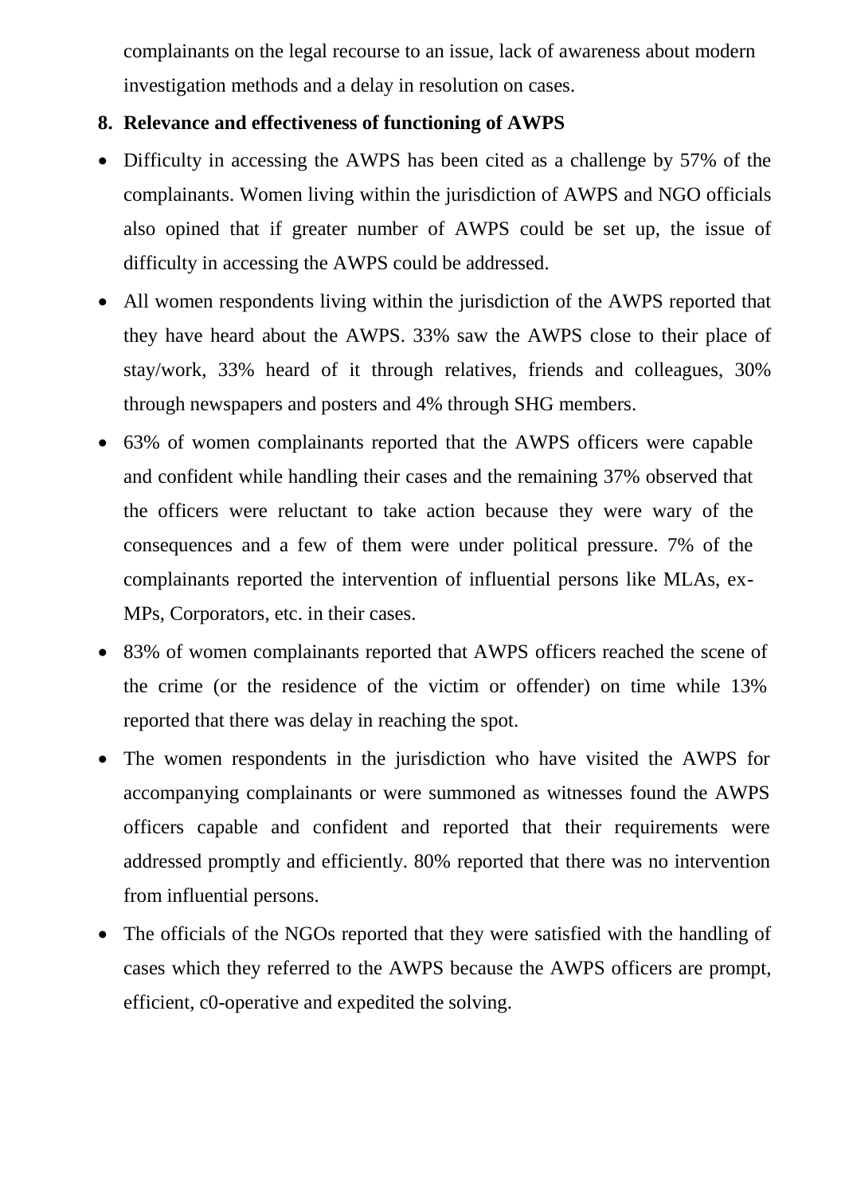complainants on the legal recourse to an issue, lack of awareness about modern investigation methods and a delay in resolution on cases.

**8. Relevance and effectiveness of functioning of AWPS**

- Difficulty in accessing the AWPS has been cited as a challenge by 57% of the complainants. Women living within the jurisdiction of AWPS and NGO officials also opined that if greater number of AWPS could be set up, the issue of difficulty in accessing the AWPS could be addressed.
- All women respondents living within the jurisdiction of the AWPS reported that they have heard about the AWPS. 33% saw the AWPS close to their place of stay/work, 33% heard of it through relatives, friends and colleagues, 30% through newspapers and posters and 4% through SHG members.
- 63% of women complainants reported that the AWPS officers were capable and confident while handling their cases and the remaining 37% observed that the officers were reluctant to take action because they were wary of the consequences and a few of them were under political pressure. 7% of the complainants reported the intervention of influential persons like MLAs, ex-MPs, Corporators, etc. in their cases.
- 83% of women complainants reported that AWPS officers reached the scene of the crime (or the residence of the victim or offender) on time while 13% reported that there was delay in reaching the spot.
- The women respondents in the jurisdiction who have visited the AWPS for accompanying complainants or were summoned as witnesses found the AWPS officers capable and confident and reported that their requirements were addressed promptly and efficiently. 80% reported that there was no intervention from influential persons.
- The officials of the NGOs reported that they were satisfied with the handling of cases which they referred to the AWPS because the AWPS officers are prompt, efficient, c0-operative and expedited the solving.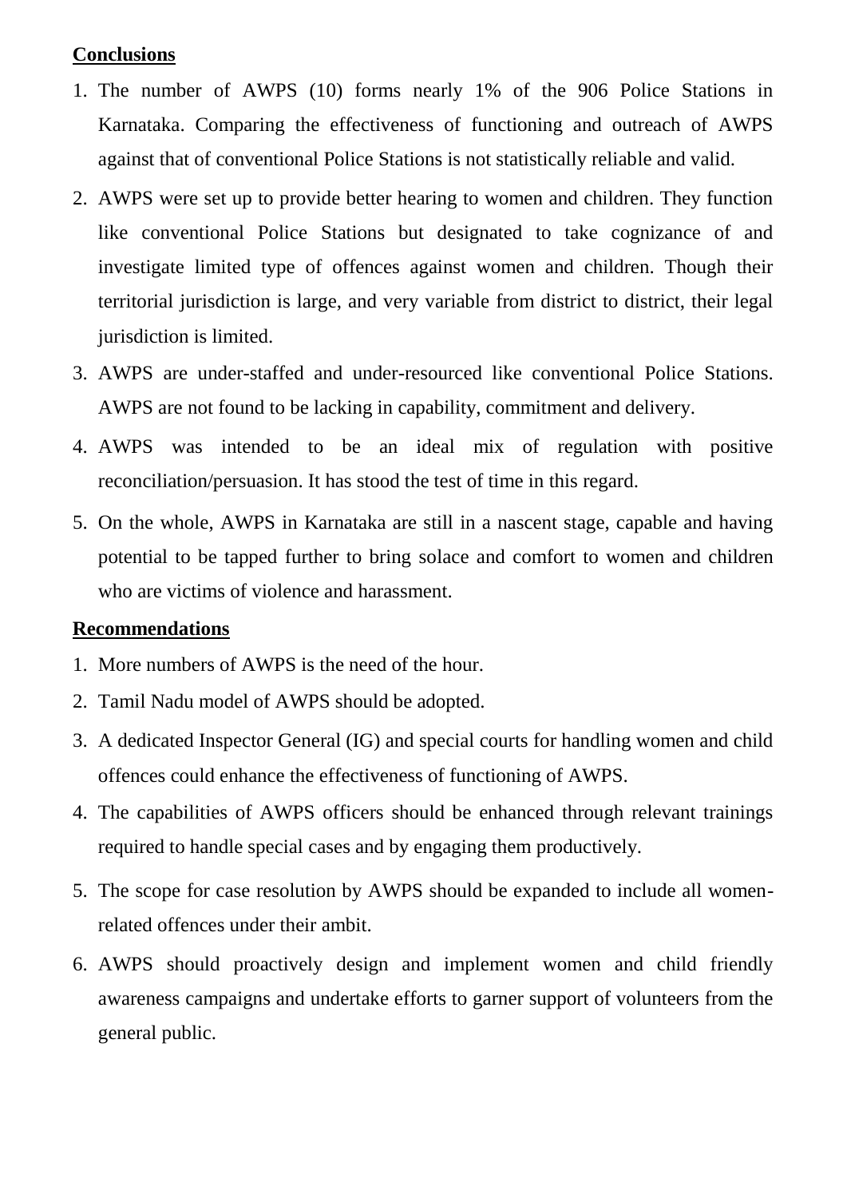**Conclusions**

1. The number of AWPS (10) forms nearly 1% of the 906 Police Stations in Karnataka. Comparing the effectiveness of functioning and outreach of AWPS against that of conventional Police Stations is not statistically reliable and valid.
2. AWPS were set up to provide better hearing to women and children. They function like conventional Police Stations but designated to take cognizance of and investigate limited type of offences against women and children. Though their territorial jurisdiction is large, and very variable from district to district, their legal jurisdiction is limited.
3. AWPS are under-staffed and under-resourced like conventional Police Stations. AWPS are not found to be lacking in capability, commitment and delivery.
4. AWPS was intended to be an ideal mix of regulation with positive reconciliation/persuasion. It has stood the test of time in this regard.
5. On the whole, AWPS in Karnataka are still in a nascent stage, capable and having potential to be tapped further to bring solace and comfort to women and children who are victims of violence and harassment.

**Recommendations**

1. More numbers of AWPS is the need of the hour.
2. Tamil Nadu model of AWPS should be adopted.
3. A dedicated Inspector General (IG) and special courts for handling women and child offences could enhance the effectiveness of functioning of AWPS.
4. The capabilities of AWPS officers should be enhanced through relevant trainings required to handle special cases and by engaging them productively.
5. The scope for case resolution by AWPS should be expanded to include all women-related offences under their ambit.
6. AWPS should proactively design and implement women and child friendly awareness campaigns and undertake efforts to garner support of volunteers from the general public.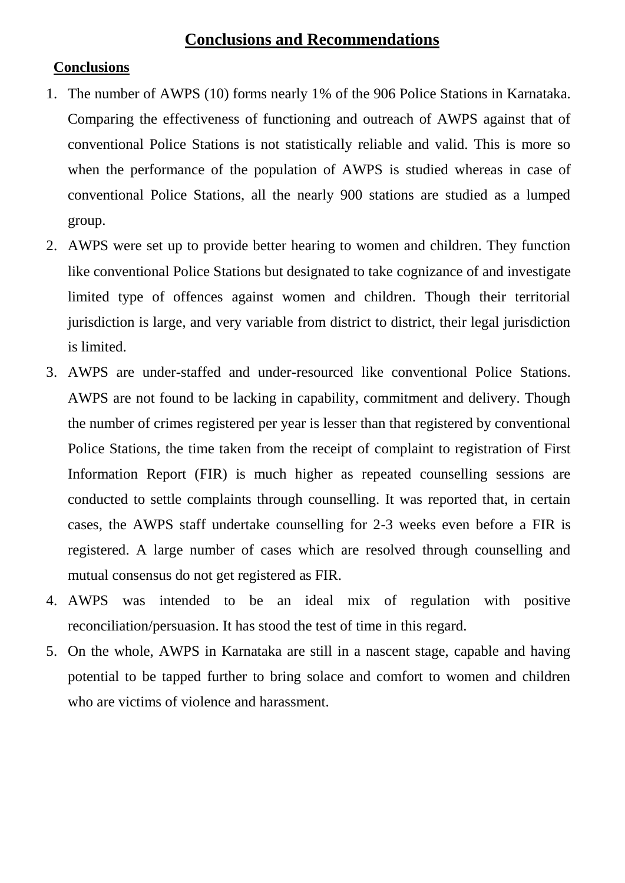# Conclusions and Recommendations

## Conclusions

1. The number of AWPS (10) forms nearly 1% of the 906 Police Stations in Karnataka. Comparing the effectiveness of functioning and outreach of AWPS against that of conventional Police Stations is not statistically reliable and valid. This is more so when the performance of the population of AWPS is studied whereas in case of conventional Police Stations, all the nearly 900 stations are studied as a lumped group.
2. AWPS were set up to provide better hearing to women and children. They function like conventional Police Stations but designated to take cognizance of and investigate limited type of offences against women and children. Though their territorial jurisdiction is large, and very variable from district to district, their legal jurisdiction is limited.
3. AWPS are under-staffed and under-resourced like conventional Police Stations. AWPS are not found to be lacking in capability, commitment and delivery. Though the number of crimes registered per year is lesser than that registered by conventional Police Stations, the time taken from the receipt of complaint to registration of First Information Report (FIR) is much higher as repeated counselling sessions are conducted to settle complaints through counselling. It was reported that, in certain cases, the AWPS staff undertake counselling for 2-3 weeks even before a FIR is registered. A large number of cases which are resolved through counselling and mutual consensus do not get registered as FIR.
4. AWPS was intended to be an ideal mix of regulation with positive reconciliation/persuasion. It has stood the test of time in this regard.
5. On the whole, AWPS in Karnataka are still in a nascent stage, capable and having potential to be tapped further to bring solace and comfort to women and children who are victims of violence and harassment.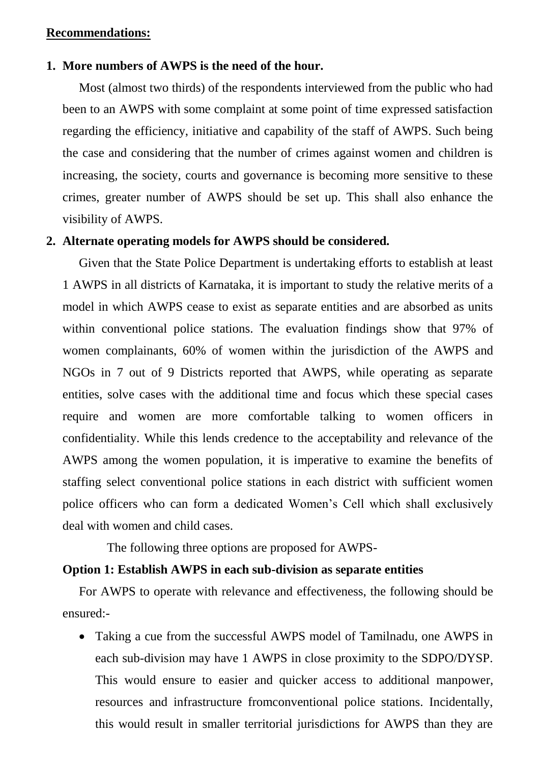**Recommendations:**

1. **More numbers of AWPS is the need of the hour.**

   Most (almost two thirds) of the respondents interviewed from the public who had been to an AWPS with some complaint at some point of time expressed satisfaction regarding the efficiency, initiative and capability of the staff of AWPS. Such being the case and considering that the number of crimes against women and children is increasing, the society, courts and governance is becoming more sensitive to these crimes, greater number of AWPS should be set up. This shall also enhance the visibility of AWPS.

2. **Alternate operating models for AWPS should be considered.**

   Given that the State Police Department is undertaking efforts to establish at least 1 AWPS in all districts of Karnataka, it is important to study the relative merits of a model in which AWPS cease to exist as separate entities and are absorbed as units within conventional police stations. The evaluation findings show that 97% of women complainants, 60% of women within the jurisdiction of the AWPS and NGOs in 7 out of 9 Districts reported that AWPS, while operating as separate entities, solve cases with the additional time and focus which these special cases require and women are more comfortable talking to women officers in confidentiality. While this lends credence to the acceptability and relevance of the AWPS among the women population, it is imperative to examine the benefits of staffing select conventional police stations in each district with sufficient women police officers who can form a dedicated Women's Cell which shall exclusively deal with women and child cases.

   The following three options are proposed for AWPS-

   **Option 1: Establish AWPS in each sub-division as separate entities**

   For AWPS to operate with relevance and effectiveness, the following should be ensured:-

   - Taking a cue from the successful AWPS model of Tamilnadu, one AWPS in each sub-division may have 1 AWPS in close proximity to the SDPO/DYSP. This would ensure to easier and quicker access to additional manpower, resources and infrastructure fromconventional police stations. Incidentally, this would result in smaller territorial jurisdictions for AWPS than they are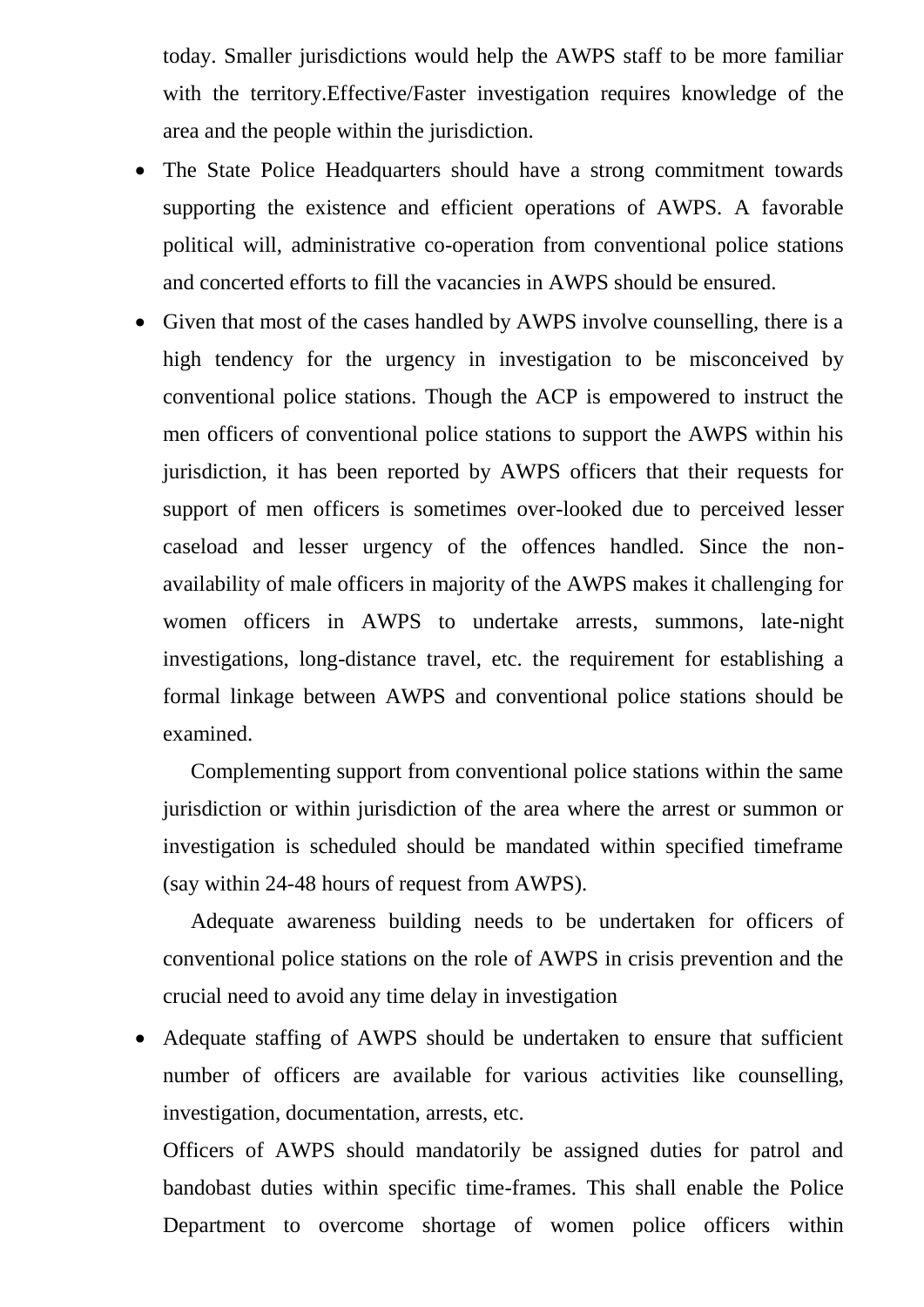today. Smaller jurisdictions would help the AWPS staff to be more familiar with the territory.Effective/Faster investigation requires knowledge of the area and the people within the jurisdiction.

- The State Police Headquarters should have a strong commitment towards supporting the existence and efficient operations of AWPS. A favorable political will, administrative co-operation from conventional police stations and concerted efforts to fill the vacancies in AWPS should be ensured.
- Given that most of the cases handled by AWPS involve counselling, there is a high tendency for the urgency in investigation to be misconceived by conventional police stations. Though the ACP is empowered to instruct the men officers of conventional police stations to support the AWPS within his jurisdiction, it has been reported by AWPS officers that their requests for support of men officers is sometimes over-looked due to perceived lesser caseload and lesser urgency of the offences handled. Since the non-availability of male officers in majority of the AWPS makes it challenging for women officers in AWPS to undertake arrests, summons, late-night investigations, long-distance travel, etc. the requirement for establishing a formal linkage between AWPS and conventional police stations should be examined.

  Complementing support from conventional police stations within the same jurisdiction or within jurisdiction of the area where the arrest or summon or investigation is scheduled should be mandated within specified timeframe (say within 24-48 hours of request from AWPS).

  Adequate awareness building needs to be undertaken for officers of conventional police stations on the role of AWPS in crisis prevention and the crucial need to avoid any time delay in investigation

- Adequate staffing of AWPS should be undertaken to ensure that sufficient number of officers are available for various activities like counselling, investigation, documentation, arrests, etc.

  Officers of AWPS should mandatorily be assigned duties for patrol and bandobast duties within specific time-frames. This shall enable the Police Department to overcome shortage of women police officers within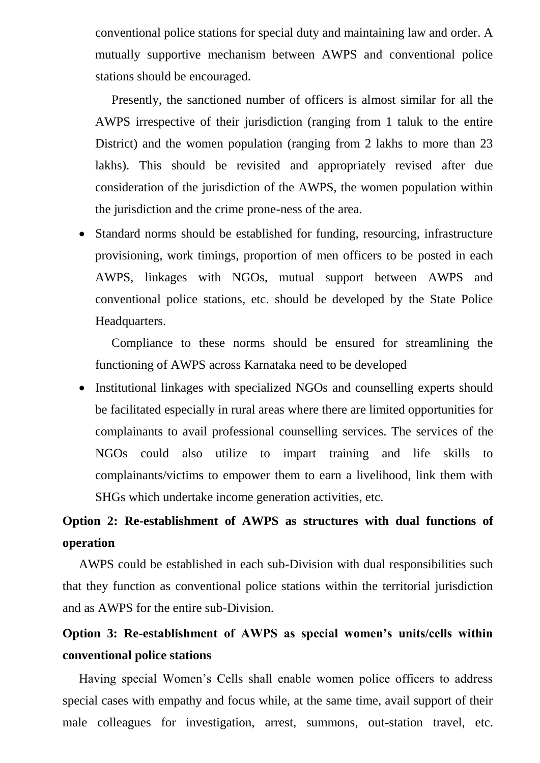conventional police stations for special duty and maintaining law and order. A mutually supportive mechanism between AWPS and conventional police stations should be encouraged.

Presently, the sanctioned number of officers is almost similar for all the AWPS irrespective of their jurisdiction (ranging from 1 taluk to the entire District) and the women population (ranging from 2 lakhs to more than 23 lakhs). This should be revisited and appropriately revised after due consideration of the jurisdiction of the AWPS, the women population within the jurisdiction and the crime prone-ness of the area.

- Standard norms should be established for funding, resourcing, infrastructure provisioning, work timings, proportion of men officers to be posted in each AWPS, linkages with NGOs, mutual support between AWPS and conventional police stations, etc. should be developed by the State Police Headquarters.

  Compliance to these norms should be ensured for streamlining the functioning of AWPS across Karnataka need to be developed

- Institutional linkages with specialized NGOs and counselling experts should be facilitated especially in rural areas where there are limited opportunities for complainants to avail professional counselling services. The services of the NGOs could also utilize to impart training and life skills to complainants/victims to empower them to earn a livelihood, link them with SHGs which undertake income generation activities, etc.

**Option 2: Re-establishment of AWPS as structures with dual functions of operation**

AWPS could be established in each sub-Division with dual responsibilities such that they function as conventional police stations within the territorial jurisdiction and as AWPS for the entire sub-Division.

**Option 3: Re-establishment of AWPS as special women's units/cells within conventional police stations**

Having special Women's Cells shall enable women police officers to address special cases with empathy and focus while, at the same time, avail support of their male colleagues for investigation, arrest, summons, out-station travel, etc.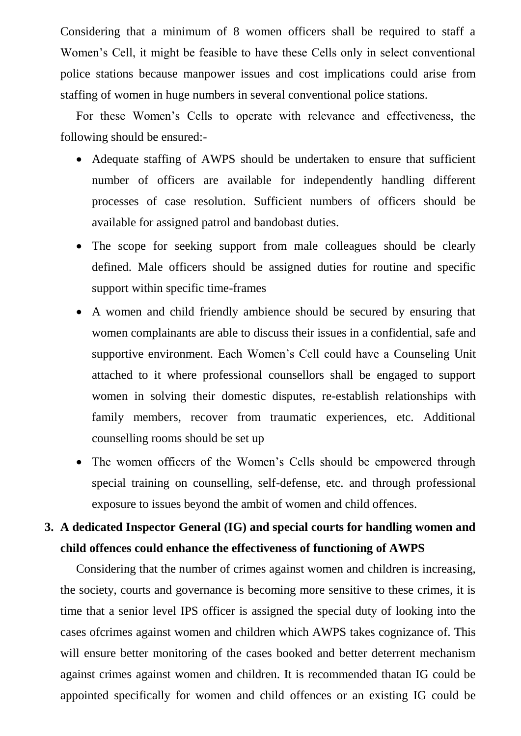Considering that a minimum of 8 women officers shall be required to staff a Women's Cell, it might be feasible to have these Cells only in select conventional police stations because manpower issues and cost implications could arise from staffing of women in huge numbers in several conventional police stations.

For these Women's Cells to operate with relevance and effectiveness, the following should be ensured:-

- Adequate staffing of AWPS should be undertaken to ensure that sufficient number of officers are available for independently handling different processes of case resolution. Sufficient numbers of officers should be available for assigned patrol and bandobast duties.
- The scope for seeking support from male colleagues should be clearly defined. Male officers should be assigned duties for routine and specific support within specific time-frames
- A women and child friendly ambience should be secured by ensuring that women complainants are able to discuss their issues in a confidential, safe and supportive environment. Each Women's Cell could have a Counseling Unit attached to it where professional counsellors shall be engaged to support women in solving their domestic disputes, re-establish relationships with family members, recover from traumatic experiences, etc. Additional counselling rooms should be set up
- The women officers of the Women's Cells should be empowered through special training on counselling, self-defense, etc. and through professional exposure to issues beyond the ambit of women and child offences.

**3. A dedicated Inspector General (IG) and special courts for handling women and child offences could enhance the effectiveness of functioning of AWPS**

Considering that the number of crimes against women and children is increasing, the society, courts and governance is becoming more sensitive to these crimes, it is time that a senior level IPS officer is assigned the special duty of looking into the cases ofcrimes against women and children which AWPS takes cognizance of. This will ensure better monitoring of the cases booked and better deterrent mechanism against crimes against women and children. It is recommended thatan IG could be appointed specifically for women and child offences or an existing IG could be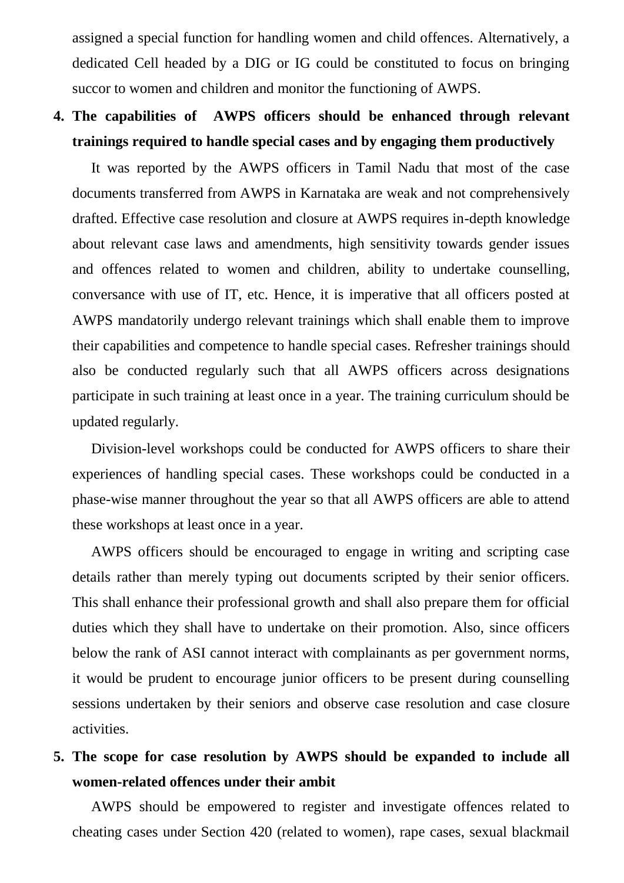assigned a special function for handling women and child offences. Alternatively, a dedicated Cell headed by a DIG or IG could be constituted to focus on bringing succor to women and children and monitor the functioning of AWPS.

4. **The capabilities of AWPS officers should be enhanced through relevant trainings required to handle special cases and by engaging them productively**

   It was reported by the AWPS officers in Tamil Nadu that most of the case documents transferred from AWPS in Karnataka are weak and not comprehensively drafted. Effective case resolution and closure at AWPS requires in-depth knowledge about relevant case laws and amendments, high sensitivity towards gender issues and offences related to women and children, ability to undertake counselling, conversance with use of IT, etc. Hence, it is imperative that all officers posted at AWPS mandatorily undergo relevant trainings which shall enable them to improve their capabilities and competence to handle special cases. Refresher trainings should also be conducted regularly such that all AWPS officers across designations participate in such training at least once in a year. The training curriculum should be updated regularly.

   Division-level workshops could be conducted for AWPS officers to share their experiences of handling special cases. These workshops could be conducted in a phase-wise manner throughout the year so that all AWPS officers are able to attend these workshops at least once in a year.

   AWPS officers should be encouraged to engage in writing and scripting case details rather than merely typing out documents scripted by their senior officers. This shall enhance their professional growth and shall also prepare them for official duties which they shall have to undertake on their promotion. Also, since officers below the rank of ASI cannot interact with complainants as per government norms, it would be prudent to encourage junior officers to be present during counselling sessions undertaken by their seniors and observe case resolution and case closure activities.

5. **The scope for case resolution by AWPS should be expanded to include all women-related offences under their ambit**

   AWPS should be empowered to register and investigate offences related to cheating cases under Section 420 (related to women), rape cases, sexual blackmail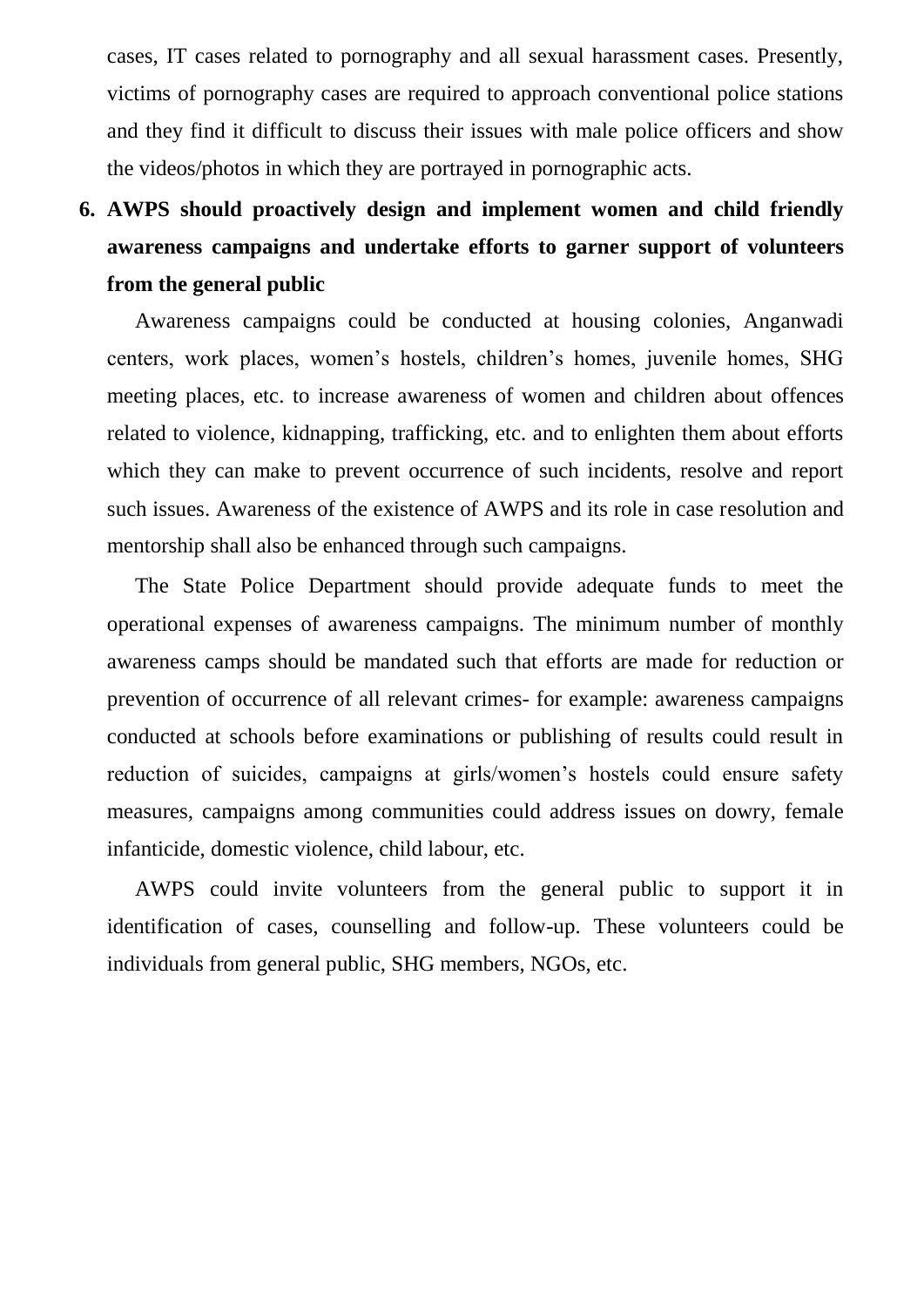cases, IT cases related to pornography and all sexual harassment cases. Presently, victims of pornography cases are required to approach conventional police stations and they find it difficult to discuss their issues with male police officers and show the videos/photos in which they are portrayed in pornographic acts.

6. **AWPS should proactively design and implement women and child friendly awareness campaigns and undertake efforts to garner support of volunteers from the general public**

   Awareness campaigns could be conducted at housing colonies, Anganwadi centers, work places, women's hostels, children's homes, juvenile homes, SHG meeting places, etc. to increase awareness of women and children about offences related to violence, kidnapping, trafficking, etc. and to enlighten them about efforts which they can make to prevent occurrence of such incidents, resolve and report such issues. Awareness of the existence of AWPS and its role in case resolution and mentorship shall also be enhanced through such campaigns.

   The State Police Department should provide adequate funds to meet the operational expenses of awareness campaigns. The minimum number of monthly awareness camps should be mandated such that efforts are made for reduction or prevention of occurrence of all relevant crimes- for example: awareness campaigns conducted at schools before examinations or publishing of results could result in reduction of suicides, campaigns at girls/women's hostels could ensure safety measures, campaigns among communities could address issues on dowry, female infanticide, domestic violence, child labour, etc.

   AWPS could invite volunteers from the general public to support it in identification of cases, counselling and follow-up. These volunteers could be individuals from general public, SHG members, NGOs, etc.